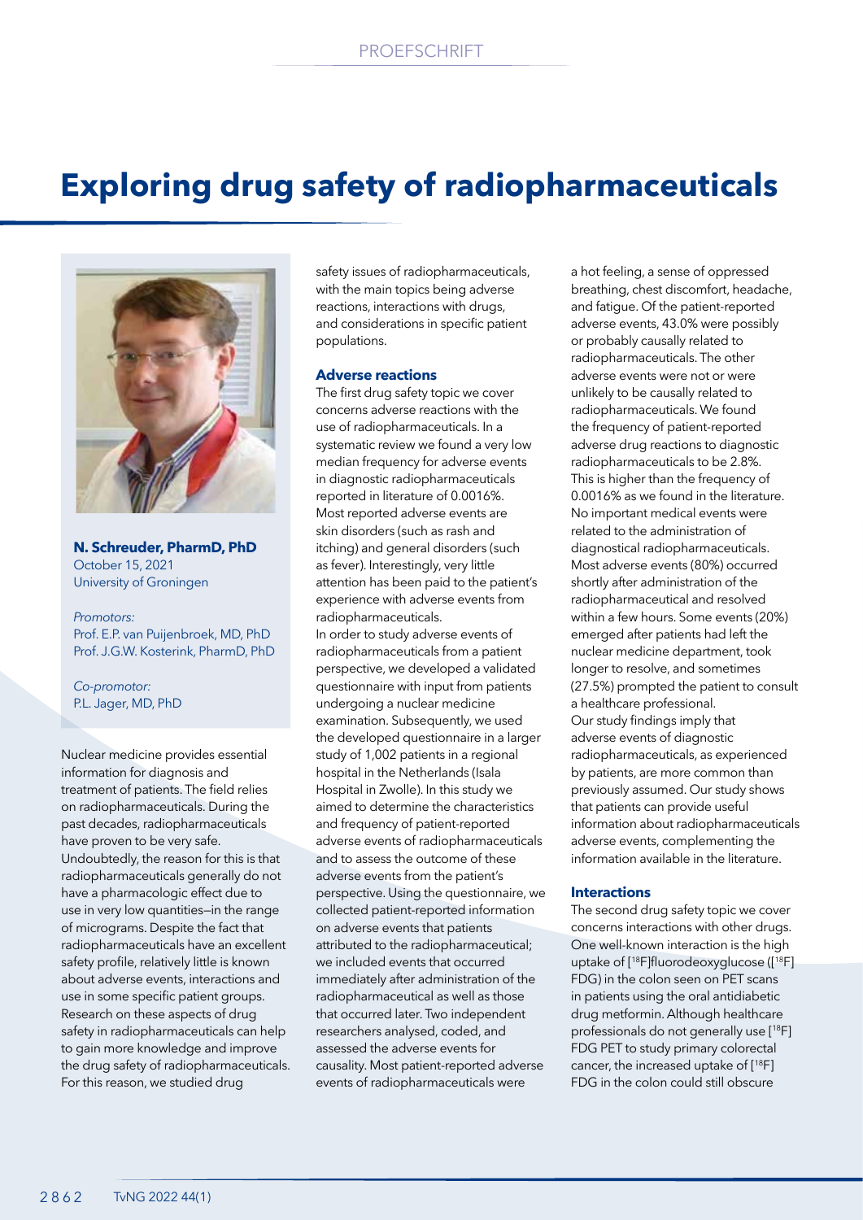# Exploring drug safety of radiopharmaceuticals

**N. Schreuder, PharmD, PhD**
October 15, 2021
University of Groningen

*Promotors:*
Prof. E.P. van Puijenbroek, MD, PhD
Prof. J.G.W. Kosterink, PharmD, PhD

*Co-promotor:*
P.L. Jager, MD, PhD

Nuclear medicine provides essential information for diagnosis and treatment of patients. The field relies on radiopharmaceuticals. During the past decades, radiopharmaceuticals have proven to be very safe. Undoubtedly, the reason for this is that radiopharmaceuticals generally do not have a pharmacologic effect due to use in very low quantities—in the range of micrograms. Despite the fact that radiopharmaceuticals have an excellent safety profile, relatively little is known about adverse events, interactions and use in some specific patient groups. Research on these aspects of drug safety in radiopharmaceuticals can help to gain more knowledge and improve the drug safety of radiopharmaceuticals. For this reason, we studied drug safety issues of radiopharmaceuticals, with the main topics being adverse reactions, interactions with drugs, and considerations in specific patient populations.

### Adverse reactions

The first drug safety topic we cover concerns adverse reactions with the use of radiopharmaceuticals. In a systematic review we found a very low median frequency for adverse events in diagnostic radiopharmaceuticals reported in literature of 0.0016%. Most reported adverse events are skin disorders (such as rash and itching) and general disorders (such as fever). Interestingly, very little attention has been paid to the patient's experience with adverse events from radiopharmaceuticals.

In order to study adverse events of radiopharmaceuticals from a patient perspective, we developed a validated questionnaire with input from patients undergoing a nuclear medicine examination. Subsequently, we used the developed questionnaire in a larger study of 1,002 patients in a regional hospital in the Netherlands (Isala Hospital in Zwolle). In this study we aimed to determine the characteristics and frequency of patient-reported adverse events of radiopharmaceuticals and to assess the outcome of these adverse events from the patient's perspective. Using the questionnaire, we collected patient-reported information on adverse events that patients attributed to the radiopharmaceutical; we included events that occurred immediately after administration of the radiopharmaceutical as well as those that occurred later. Two independent researchers analysed, coded, and assessed the adverse events for causality. Most patient-reported adverse events of radiopharmaceuticals were a hot feeling, a sense of oppressed breathing, chest discomfort, headache, and fatigue. Of the patient-reported adverse events, 43.0% were possibly or probably causally related to radiopharmaceuticals. The other adverse events were not or were unlikely to be causally related to radiopharmaceuticals. We found the frequency of patient-reported adverse drug reactions to diagnostic radiopharmaceuticals to be 2.8%. This is higher than the frequency of 0.0016% as we found in the literature. No important medical events were related to the administration of diagnostical radiopharmaceuticals. Most adverse events (80%) occurred shortly after administration of the radiopharmaceutical and resolved within a few hours. Some events (20%) emerged after patients had left the nuclear medicine department, took longer to resolve, and sometimes (27.5%) prompted the patient to consult a healthcare professional.

Our study findings imply that adverse events of diagnostic radiopharmaceuticals, as experienced by patients, are more common than previously assumed. Our study shows that patients can provide useful information about radiopharmaceuticals adverse events, complementing the information available in the literature.

### Interactions

The second drug safety topic we cover concerns interactions with other drugs. One well-known interaction is the high uptake of [$^{18}$F]fluorodeoxyglucose ([$^{18}$F] FDG) in the colon seen on PET scans in patients using the oral antidiabetic drug metformin. Although healthcare professionals do not generally use [$^{18}$F] FDG PET to study primary colorectal cancer, the increased uptake of [$^{18}$F] FDG in the colon could still obscure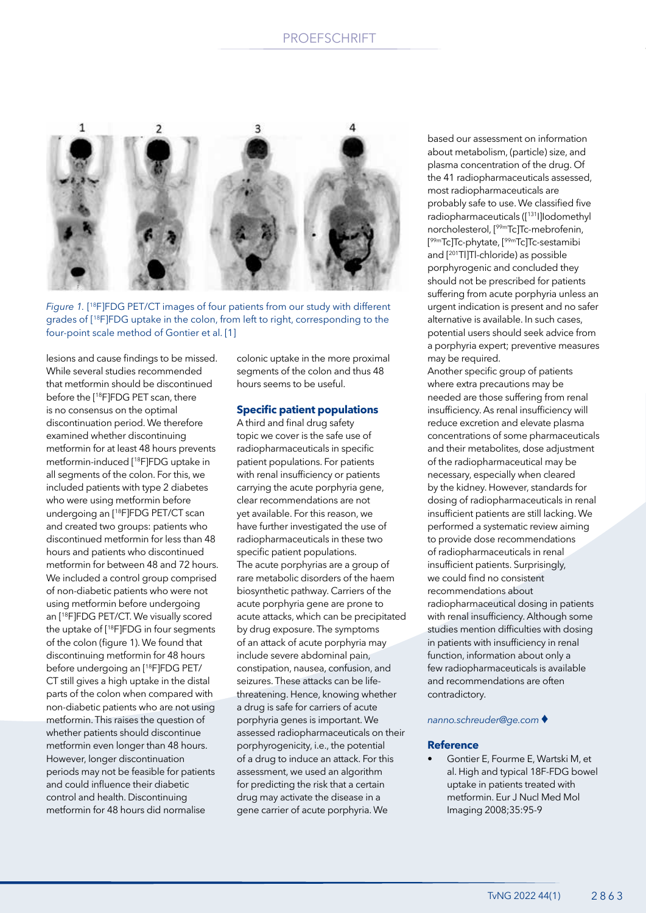Figure 1. [$^{18}$F]FDG PET/CT images of four patients from our study with different grades of [$^{18}$F]FDG uptake in the colon, from left to right, corresponding to the four-point scale method of Gontier et al. [1]

lesions and cause findings to be missed. While several studies recommended that metformin should be discontinued before the [$^{18}$F]FDG PET scan, there is no consensus on the optimal discontinuation period. We therefore examined whether discontinuing metformin for at least 48 hours prevents metformin-induced [$^{18}$F]FDG uptake in all segments of the colon. For this, we included patients with type 2 diabetes who were using metformin before undergoing an [$^{18}$F]FDG PET/CT scan and created two groups: patients who discontinued metformin for less than 48 hours and patients who discontinued metformin for between 48 and 72 hours. We included a control group comprised of non-diabetic patients who were not using metformin before undergoing an [$^{18}$F]FDG PET/CT. We visually scored the uptake of [$^{18}$F]FDG in four segments of the colon (figure 1). We found that discontinuing metformin for 48 hours before undergoing an [$^{18}$F]FDG PET/CT still gives a high uptake in the distal parts of the colon when compared with non-diabetic patients who are not using metformin. This raises the question of whether patients should discontinue metformin even longer than 48 hours. However, longer discontinuation periods may not be feasible for patients and could influence their diabetic control and health. Discontinuing metformin for 48 hours did normalise colonic uptake in the more proximal segments of the colon and thus 48 hours seems to be useful.

## Specific patient populations

A third and final drug safety topic we cover is the safe use of radiopharmaceuticals in specific patient populations. For patients with renal insufficiency or patients carrying the acute porphyria gene, clear recommendations are not yet available. For this reason, we have further investigated the use of radiopharmaceuticals in these two specific patient populations.
The acute porphyrias are a group of rare metabolic disorders of the haem biosynthetic pathway. Carriers of the acute porphyria gene are prone to acute attacks, which can be precipitated by drug exposure. The symptoms of an attack of acute porphyria may include severe abdominal pain, constipation, nausea, confusion, and seizures. These attacks can be life-threatening. Hence, knowing whether a drug is safe for carriers of acute porphyria genes is important. We assessed radiopharmaceuticals on their porphyrogenicity, i.e., the potential of a drug to induce an attack. For this assessment, we used an algorithm for predicting the risk that a certain drug may activate the disease in a gene carrier of acute porphyria. We based our assessment on information about metabolism, (particle) size, and plasma concentration of the drug. Of the 41 radiopharmaceuticals assessed, most radiopharmaceuticals are probably safe to use. We classified five radiopharmaceuticals ([$^{131}$I]Iodomethyl norcholesterol, [$^{99m}$Tc]Tc-mebrofenin, [$^{99m}$Tc]Tc-phytate, [$^{99m}$Tc]Tc-sestamibi and [$^{201}$Tl]Tl-chloride) as possible porphyrogenic and concluded they should not be prescribed for patients suffering from acute porphyria unless an urgent indication is present and no safer alternative is available. In such cases, potential users should seek advice from a porphyria expert; preventive measures may be required.
Another specific group of patients where extra precautions may be needed are those suffering from renal insufficiency. As renal insufficiency will reduce excretion and elevate plasma concentrations of some pharmaceuticals and their metabolites, dose adjustment of the radiopharmaceutical may be necessary, especially when cleared by the kidney. However, standards for dosing of radiopharmaceuticals in renal insufficient patients are still lacking. We performed a systematic review aiming to provide dose recommendations of radiopharmaceuticals in renal insufficient patients. Surprisingly, we could find no consistent recommendations about radiopharmaceutical dosing in patients with renal insufficiency. Although some studies mention difficulties with dosing in patients with insufficiency in renal function, information about only a few radiopharmaceuticals is available and recommendations are often contradictory.

*nanno.schreuder@ge.com* ♦

### Reference

- Gontier E, Fourme E, Wartski M, et al. High and typical 18F-FDG bowel uptake in patients treated with metformin. Eur J Nucl Med Mol Imaging 2008;35:95-9